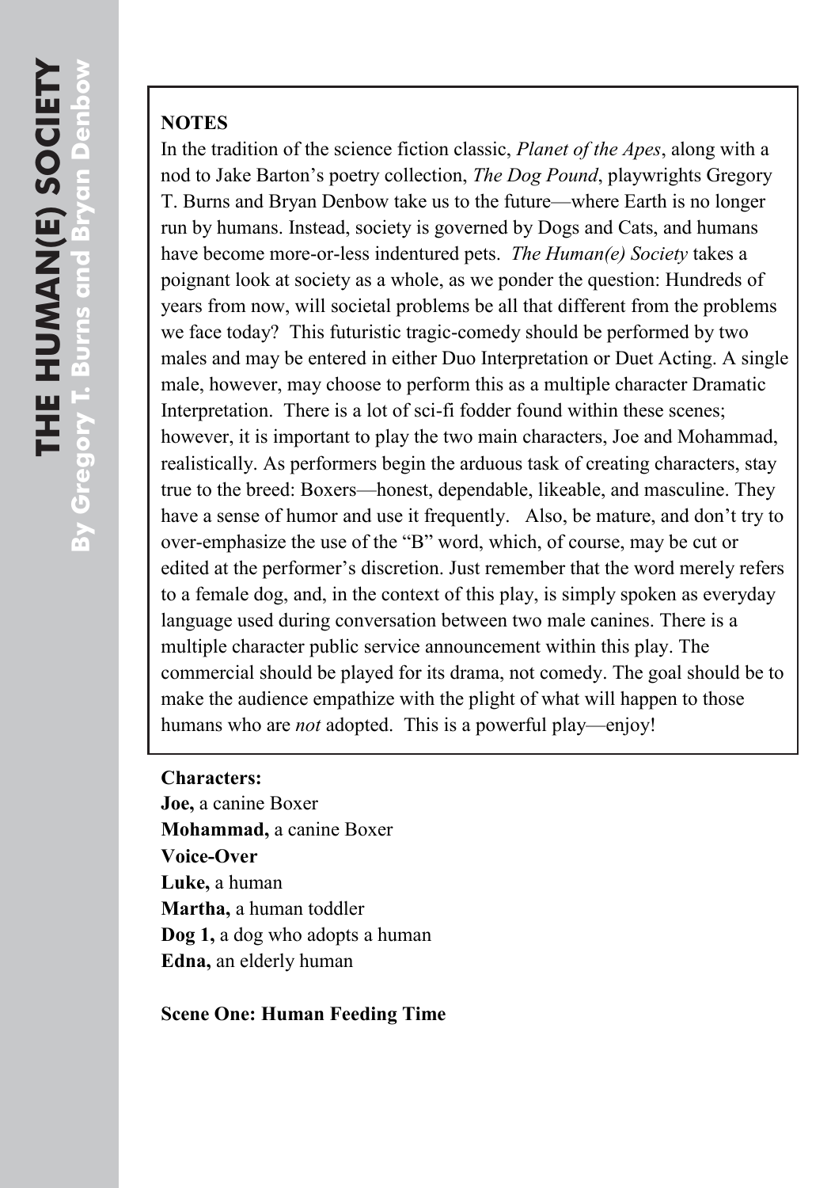# THE HUMAN(E) SOCIETY

**By Gregory T. Burns and Bryan Denbow**

**NOTES**

In the tradition of the science fiction classic, *Planet of the Apes*, along with a nod to Jake Barton's poetry collection, *The Dog Pound*, playwrights Gregory T. Burns and Bryan Denbow take us to the future—where Earth is no longer run by humans. Instead, society is governed by Dogs and Cats, and humans have become more-or-less indentured pets. *The Human(e) Society* takes a poignant look at society as a whole, as we ponder the question: Hundreds of years from now, will societal problems be all that different from the problems we face today? This futuristic tragic-comedy should be performed by two males and may be entered in either Duo Interpretation or Duet Acting. A single male, however, may choose to perform this as a multiple character Dramatic Interpretation. There is a lot of sci-fi fodder found within these scenes; however, it is important to play the two main characters, Joe and Mohammad, realistically. As performers begin the arduous task of creating characters, stay true to the breed: Boxers—honest, dependable, likeable, and masculine. They have a sense of humor and use it frequently. Also, be mature, and don't try to over-emphasize the use of the "B" word, which, of course, may be cut or edited at the performer's discretion. Just remember that the word merely refers to a female dog, and, in the context of this play, is simply spoken as everyday language used during conversation between two male canines. There is a multiple character public service announcement within this play. The commercial should be played for its drama, not comedy. The goal should be to make the audience empathize with the plight of what will happen to those humans who are *not* adopted. This is a powerful play—enjoy!

**Characters:**
**Joe,** a canine Boxer
**Mohammad,** a canine Boxer
**Voice-Over**
**Luke,** a human
**Martha,** a human toddler
**Dog 1,** a dog who adopts a human
**Edna,** an elderly human

**Scene One: Human Feeding Time**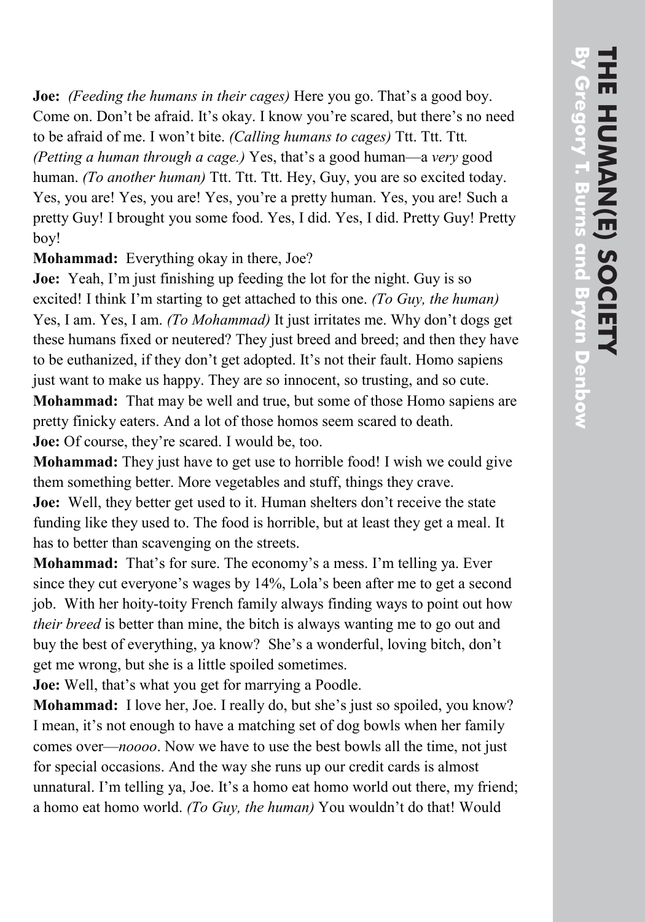**Joe:** *(Feeding the humans in their cages)* Here you go. That's a good boy. Come on. Don't be afraid. It's okay. I know you're scared, but there's no need to be afraid of me. I won't bite. *(Calling humans to cages)* Ttt. Ttt. Ttt. *(Petting a human through a cage.)* Yes, that's a good human—a *very* good human. *(To another human)* Ttt. Ttt. Ttt. Hey, Guy, you are so excited today. Yes, you are! Yes, you are! Yes, you're a pretty human. Yes, you are! Such a pretty Guy! I brought you some food. Yes, I did. Yes, I did. Pretty Guy! Pretty boy!

**Mohammad:** Everything okay in there, Joe?

**Joe:** Yeah, I'm just finishing up feeding the lot for the night. Guy is so excited! I think I'm starting to get attached to this one. *(To Guy, the human)* Yes, I am. Yes, I am. *(To Mohammad)* It just irritates me. Why don't dogs get these humans fixed or neutered? They just breed and breed; and then they have to be euthanized, if they don't get adopted. It's not their fault. Homo sapiens just want to make us happy. They are so innocent, so trusting, and so cute.

**Mohammad:** That may be well and true, but some of those Homo sapiens are pretty finicky eaters. And a lot of those homos seem scared to death.

**Joe:** Of course, they're scared. I would be, too.

**Mohammad:** They just have to get use to horrible food! I wish we could give them something better. More vegetables and stuff, things they crave.

**Joe:** Well, they better get used to it. Human shelters don't receive the state funding like they used to. The food is horrible, but at least they get a meal. It has to better than scavenging on the streets.

**Mohammad:** That's for sure. The economy's a mess. I'm telling ya. Ever since they cut everyone's wages by 14%, Lola's been after me to get a second job. With her hoity-toity French family always finding ways to point out how *their breed* is better than mine, the bitch is always wanting me to go out and buy the best of everything, ya know? She's a wonderful, loving bitch, don't get me wrong, but she is a little spoiled sometimes.

**Joe:** Well, that's what you get for marrying a Poodle.

**Mohammad:** I love her, Joe. I really do, but she's just so spoiled, you know? I mean, it's not enough to have a matching set of dog bowls when her family comes over—*noooo*. Now we have to use the best bowls all the time, not just for special occasions. And the way she runs up our credit cards is almost unnatural. I'm telling ya, Joe. It's a homo eat homo world out there, my friend; a homo eat homo world. *(To Guy, the human)* You wouldn't do that! Would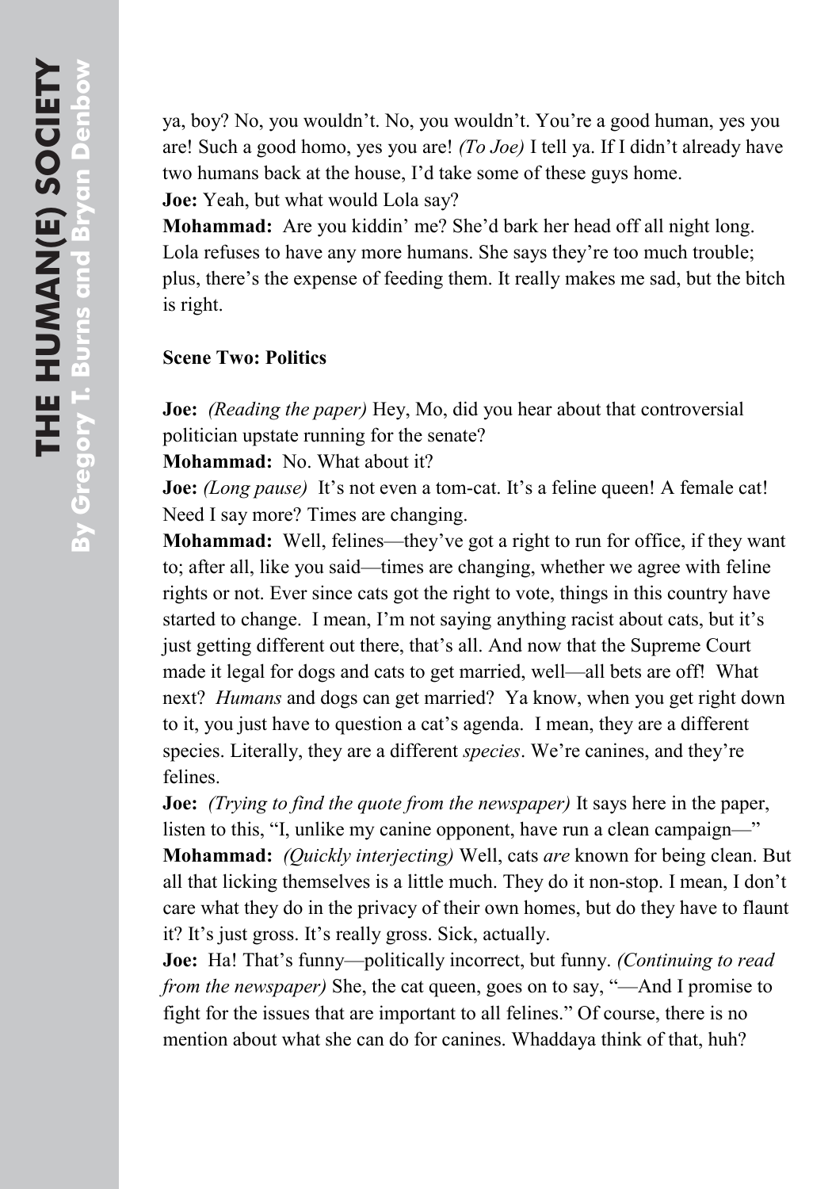ya, boy? No, you wouldn't. No, you wouldn't. You're a good human, yes you are! Such a good homo, yes you are! *(To Joe)* I tell ya. If I didn't already have two humans back at the house, I'd take some of these guys home.

**Joe:** Yeah, but what would Lola say?

**Mohammad:** Are you kiddin' me? She'd bark her head off all night long. Lola refuses to have any more humans. She says they're too much trouble; plus, there's the expense of feeding them. It really makes me sad, but the bitch is right.

**Scene Two: Politics**

**Joe:** *(Reading the paper)* Hey, Mo, did you hear about that controversial politician upstate running for the senate?

**Mohammad:** No. What about it?

**Joe:** *(Long pause)* It's not even a tom-cat. It's a feline queen! A female cat! Need I say more? Times are changing.

**Mohammad:** Well, felines—they've got a right to run for office, if they want to; after all, like you said—times are changing, whether we agree with feline rights or not. Ever since cats got the right to vote, things in this country have started to change. I mean, I'm not saying anything racist about cats, but it's just getting different out there, that's all. And now that the Supreme Court made it legal for dogs and cats to get married, well—all bets are off! What next? *Humans* and dogs can get married? Ya know, when you get right down to it, you just have to question a cat's agenda. I mean, they are a different species. Literally, they are a different *species*. We're canines, and they're felines.

**Joe:** *(Trying to find the quote from the newspaper)* It says here in the paper, listen to this, "I, unlike my canine opponent, have run a clean campaign—"

**Mohammad:** *(Quickly interjecting)* Well, cats *are* known for being clean. But all that licking themselves is a little much. They do it non-stop. I mean, I don't care what they do in the privacy of their own homes, but do they have to flaunt it? It's just gross. It's really gross. Sick, actually.

**Joe:** Ha! That's funny—politically incorrect, but funny. *(Continuing to read from the newspaper)* She, the cat queen, goes on to say, "—And I promise to fight for the issues that are important to all felines." Of course, there is no mention about what she can do for canines. Whaddaya think of that, huh?